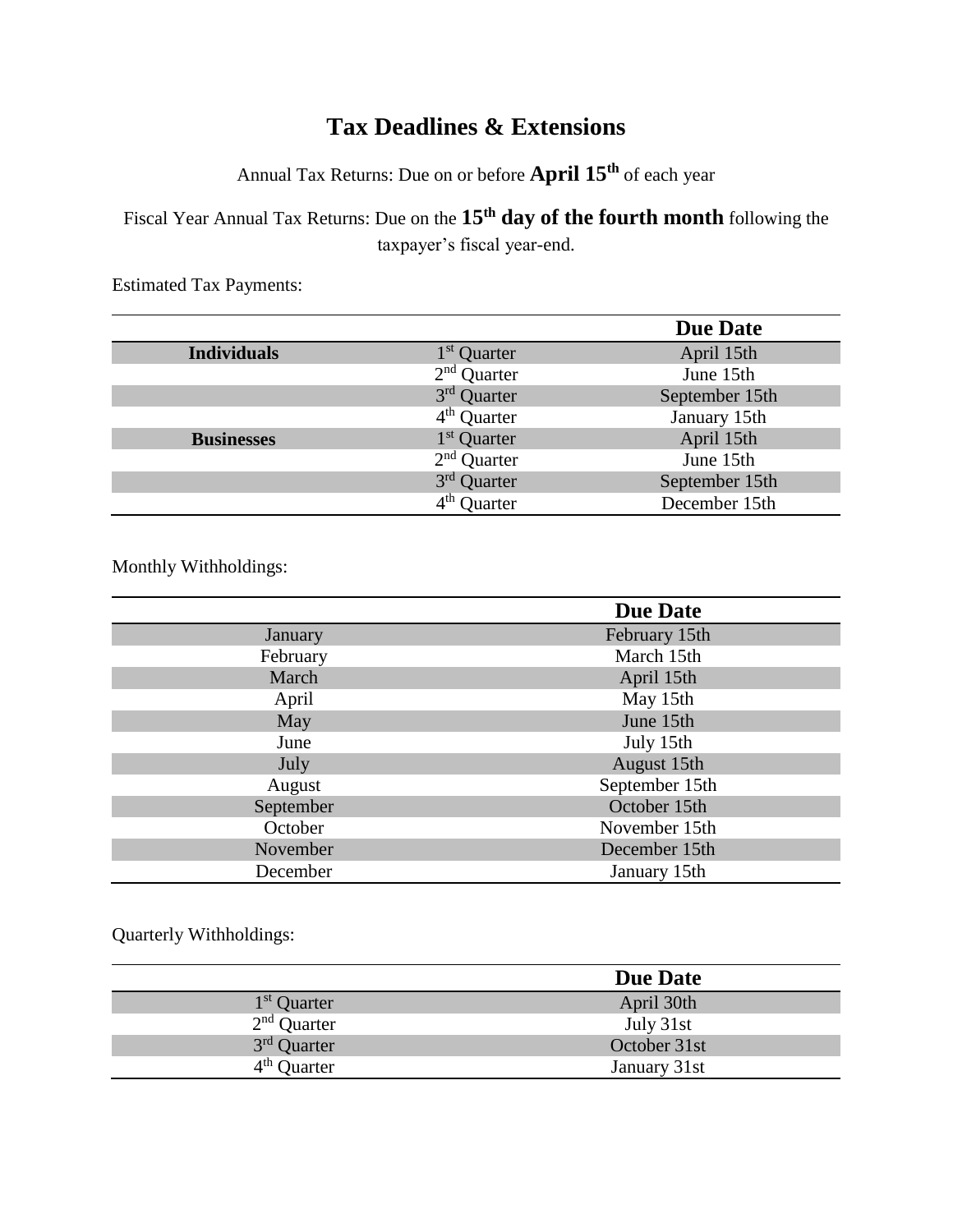# Tax Deadlines & Extensions

Annual Tax Returns: Due on or before **April 15th** of each year

Fiscal Year Annual Tax Returns: Due on the **15th day of the fourth month** following the taxpayer's fiscal year-end.

Estimated Tax Payments:

| | | Due Date |
|---|---|---|
| **Individuals** | 1st Quarter | April 15th |
| | 2nd Quarter | June 15th |
| | 3rd Quarter | September 15th |
| | 4th Quarter | January 15th |
| **Businesses** | 1st Quarter | April 15th |
| | 2nd Quarter | June 15th |
| | 3rd Quarter | September 15th |
| | 4th Quarter | December 15th |

Monthly Withholdings:

| | Due Date |
|---|---|
| January | February 15th |
| February | March 15th |
| March | April 15th |
| April | May 15th |
| May | June 15th |
| June | July 15th |
| July | August 15th |
| August | September 15th |
| September | October 15th |
| October | November 15th |
| November | December 15th |
| December | January 15th |

Quarterly Withholdings:

| | Due Date |
|---|---|
| 1st Quarter | April 30th |
| 2nd Quarter | July 31st |
| 3rd Quarter | October 31st |
| 4th Quarter | January 31st |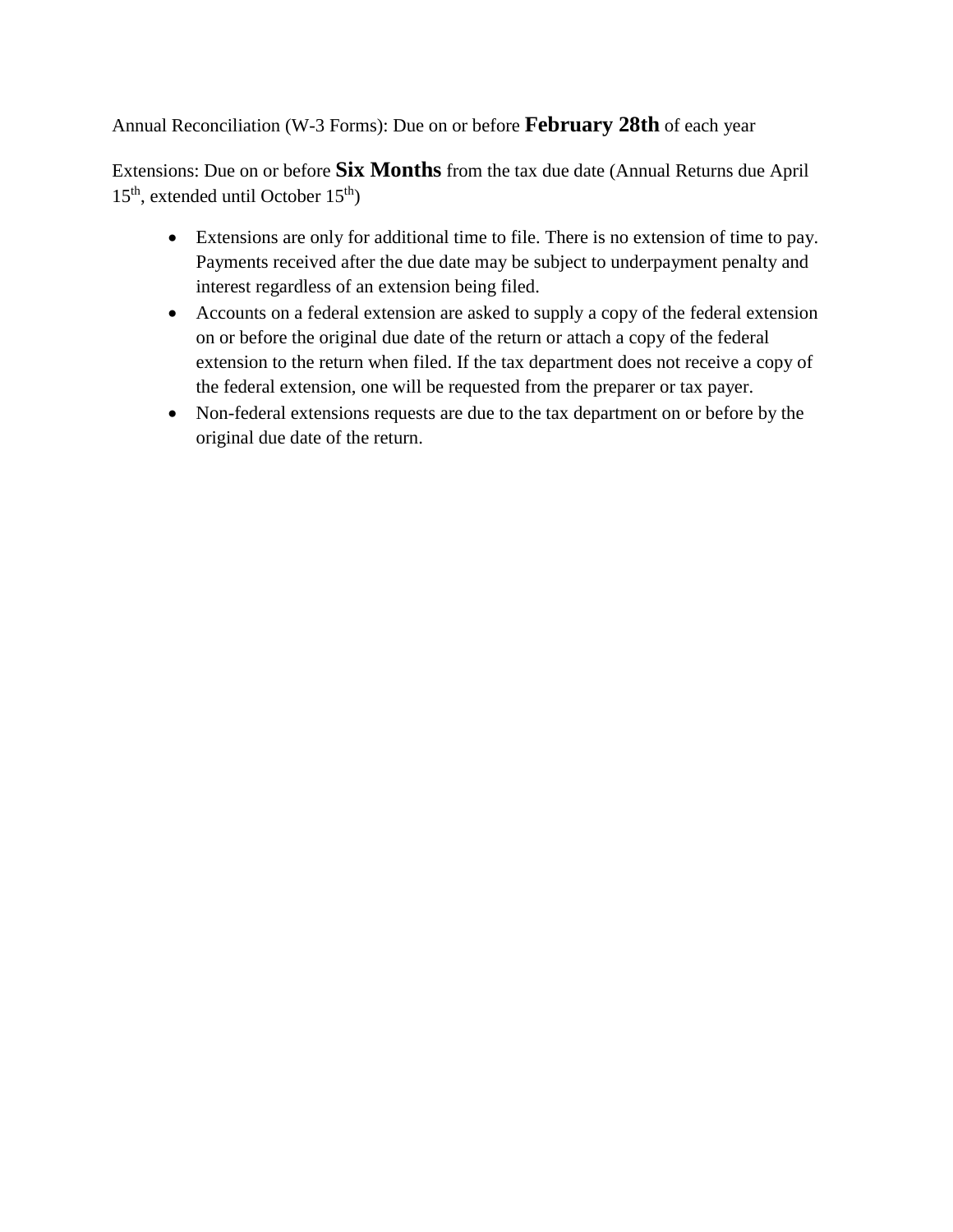Annual Reconciliation (W-3 Forms): Due on or before **February 28th** of each year

Extensions: Due on or before **Six Months** from the tax due date (Annual Returns due April 15th, extended until October 15th)

- Extensions are only for additional time to file. There is no extension of time to pay. Payments received after the due date may be subject to underpayment penalty and interest regardless of an extension being filed.
- Accounts on a federal extension are asked to supply a copy of the federal extension on or before the original due date of the return or attach a copy of the federal extension to the return when filed. If the tax department does not receive a copy of the federal extension, one will be requested from the preparer or tax payer.
- Non-federal extensions requests are due to the tax department on or before by the original due date of the return.